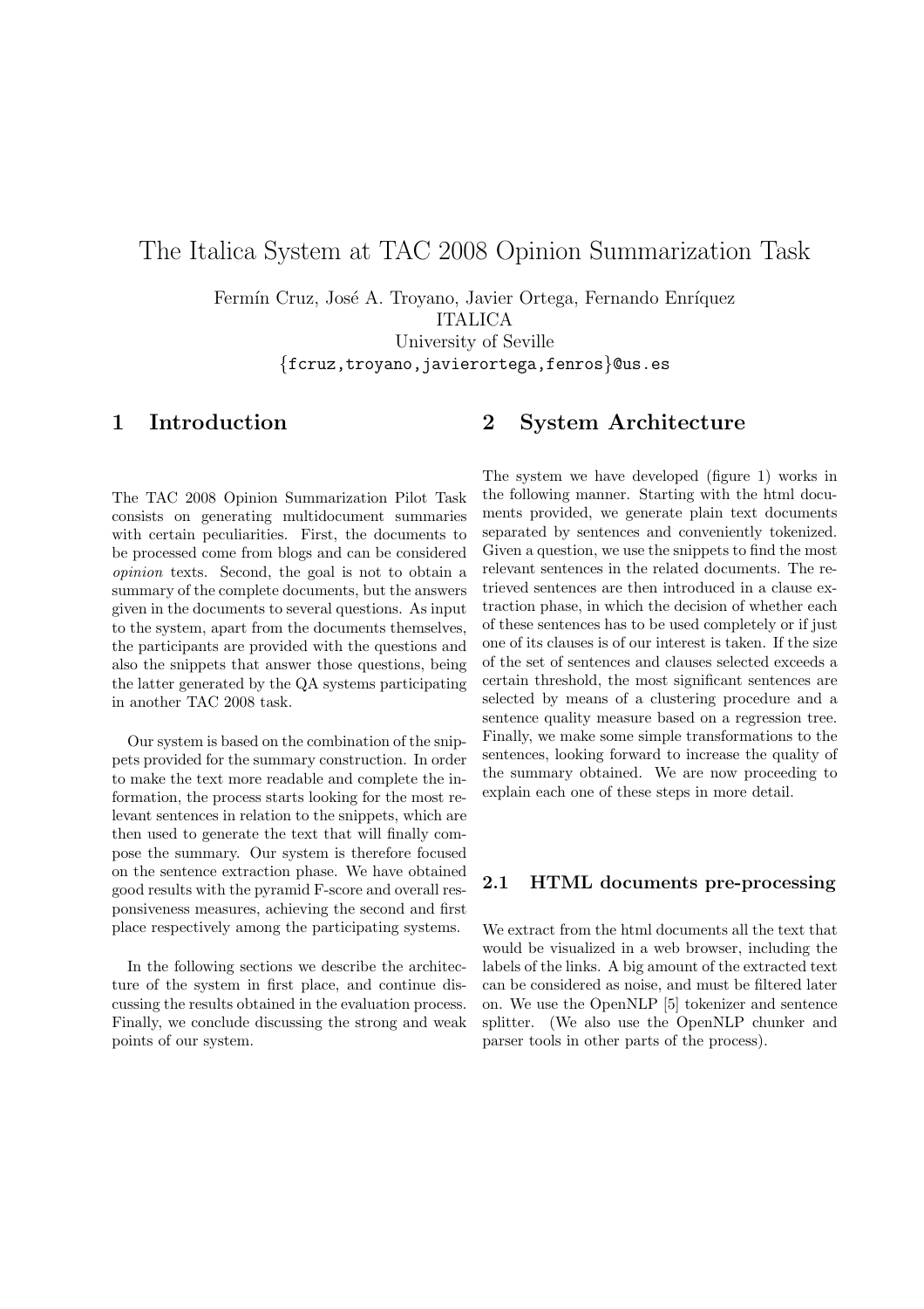# The Italica System at TAC 2008 Opinion Summarization Task

Fermín Cruz, José A. Troyano, Javier Ortega, Fernando Enríquez
ITALICA
University of Seville
{fcruz,troyano,javierortega,fenros}@us.es

## 1 Introduction

The TAC 2008 Opinion Summarization Pilot Task consists on generating multidocument summaries with certain peculiarities. First, the documents to be processed come from blogs and can be considered *opinion* texts. Second, the goal is not to obtain a summary of the complete documents, but the answers given in the documents to several questions. As input to the system, apart from the documents themselves, the participants are provided with the questions and also the snippets that answer those questions, being the latter generated by the QA systems participating in another TAC 2008 task.

Our system is based on the combination of the snippets provided for the summary construction. In order to make the text more readable and complete the information, the process starts looking for the most relevant sentences in relation to the snippets, which are then used to generate the text that will finally compose the summary. Our system is therefore focused on the sentence extraction phase. We have obtained good results with the pyramid F-score and overall responsiveness measures, achieving the second and first place respectively among the participating systems.

In the following sections we describe the architecture of the system in first place, and continue discussing the results obtained in the evaluation process. Finally, we conclude discussing the strong and weak points of our system.

## 2 System Architecture

The system we have developed (figure 1) works in the following manner. Starting with the html documents provided, we generate plain text documents separated by sentences and conveniently tokenized. Given a question, we use the snippets to find the most relevant sentences in the related documents. The retrieved sentences are then introduced in a clause extraction phase, in which the decision of whether each of these sentences has to be used completely or if just one of its clauses is of our interest is taken. If the size of the set of sentences and clauses selected exceeds a certain threshold, the most significant sentences are selected by means of a clustering procedure and a sentence quality measure based on a regression tree. Finally, we make some simple transformations to the sentences, looking forward to increase the quality of the summary obtained. We are now proceeding to explain each one of these steps in more detail.

### 2.1 HTML documents pre-processing

We extract from the html documents all the text that would be visualized in a web browser, including the labels of the links. A big amount of the extracted text can be considered as noise, and must be filtered later on. We use the OpenNLP [5] tokenizer and sentence splitter. (We also use the OpenNLP chunker and parser tools in other parts of the process).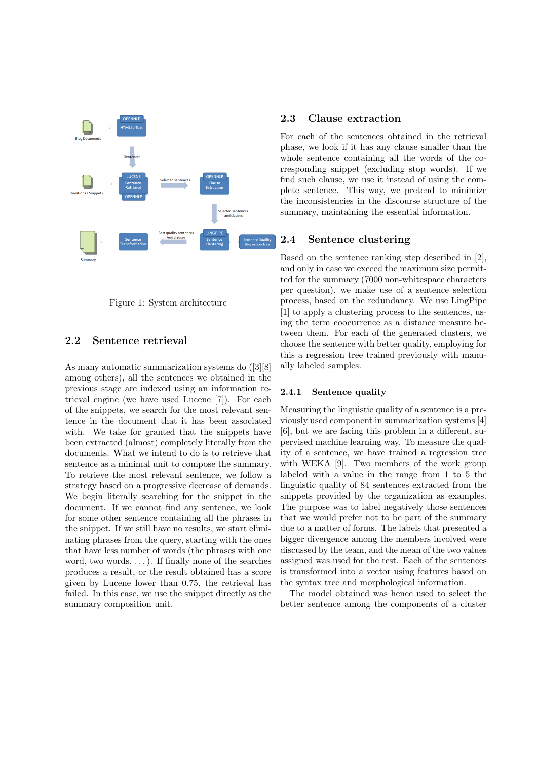Figure 1: System architecture

## 2.2 Sentence retrieval

As many automatic summarization systems do ([3][8] among others), all the sentences we obtained in the previous stage are indexed using an information retrieval engine (we have used Lucene [7]). For each of the snippets, we search for the most relevant sentence in the document that it has been associated with. We take for granted that the snippets have been extracted (almost) completely literally from the documents. What we intend to do is to retrieve that sentence as a minimal unit to compose the summary. To retrieve the most relevant sentence, we follow a strategy based on a progressive decrease of demands. We begin literally searching for the snippet in the document. If we cannot find any sentence, we look for some other sentence containing all the phrases in the snippet. If we still have no results, we start eliminating phrases from the query, starting with the ones that have less number of words (the phrases with one word, two words, . . . ). If finally none of the searches produces a result, or the result obtained has a score given by Lucene lower than 0.75, the retrieval has failed. In this case, we use the snippet directly as the summary composition unit.

## 2.3 Clause extraction

For each of the sentences obtained in the retrieval phase, we look if it has any clause smaller than the whole sentence containing all the words of the corresponding snippet (excluding stop words). If we find such clause, we use it instead of using the complete sentence. This way, we pretend to minimize the inconsistencies in the discourse structure of the summary, maintaining the essential information.

## 2.4 Sentence clustering

Based on the sentence ranking step described in [2], and only in case we exceed the maximum size permitted for the summary (7000 non-whitespace characters per question), we make use of a sentence selection process, based on the redundancy. We use LingPipe [1] to apply a clustering process to the sentences, using the term coocurrence as a distance measure between them. For each of the generated clusters, we choose the sentence with better quality, employing for this a regression tree trained previously with manually labeled samples.

### 2.4.1 Sentence quality

Measuring the linguistic quality of a sentence is a previously used component in summarization systems [4] [6], but we are facing this problem in a different, supervised machine learning way. To measure the quality of a sentence, we have trained a regression tree with WEKA [9]. Two members of the work group labeled with a value in the range from 1 to 5 the linguistic quality of 84 sentences extracted from the snippets provided by the organization as examples. The purpose was to label negatively those sentences that we would prefer not to be part of the summary due to a matter of forms. The labels that presented a bigger divergence among the members involved were discussed by the team, and the mean of the two values assigned was used for the rest. Each of the sentences is transformed into a vector using features based on the syntax tree and morphological information.

The model obtained was hence used to select the better sentence among the components of a cluster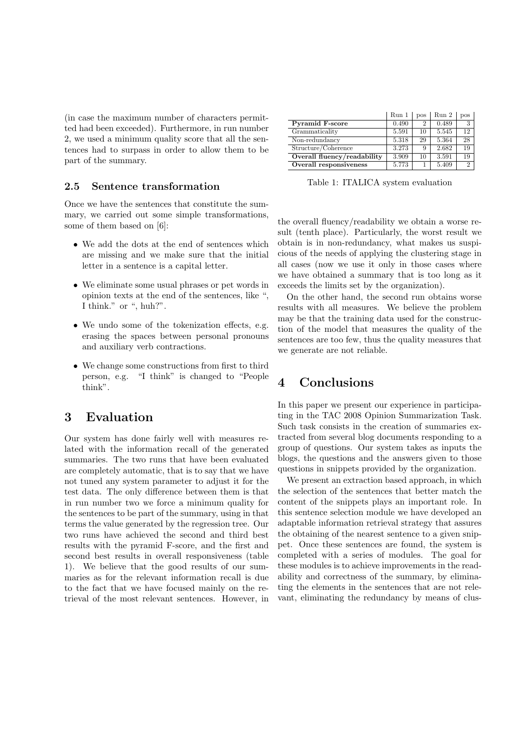(in case the maximum number of characters permitted had been exceeded). Furthermore, in run number 2, we used a minimum quality score that all the sentences had to surpass in order to allow them to be part of the summary.

### 2.5 Sentence transformation

Once we have the sentences that constitute the summary, we carried out some simple transformations, some of them based on [6]:

- We add the dots at the end of sentences which are missing and we make sure that the initial letter in a sentence is a capital letter.
- We eliminate some usual phrases or pet words in opinion texts at the end of the sentences, like ", I think." or ", huh?".
- We undo some of the tokenization effects, e.g. erasing the spaces between personal pronouns and auxiliary verb contractions.
- We change some constructions from first to third person, e.g. "I think" is changed to "People think".

## 3 Evaluation

Our system has done fairly well with measures related with the information recall of the generated summaries. The two runs that have been evaluated are completely automatic, that is to say that we have not tuned any system parameter to adjust it for the test data. The only difference between them is that in run number two we force a minimum quality for the sentences to be part of the summary, using in that terms the value generated by the regression tree. Our two runs have achieved the second and third best results with the pyramid F-score, and the first and second best results in overall responsiveness (table 1). We believe that the good results of our summaries as for the relevant information recall is due to the fact that we have focused mainly on the retrieval of the most relevant sentences. However, in the overall fluency/readability we obtain a worse result (tenth place). Particularly, the worst result we obtain is in non-redundancy, what makes us suspicious of the needs of applying the clustering stage in all cases (now we use it only in those cases where we have obtained a summary that is too long as it exceeds the limits set by the organization).

|  | Run 1 | pos | Run 2 | pos |
|---|---|---|---|---|
| **Pyramid F-score** | 0.490 | 2 | 0.489 | 3 |
| Grammaticality | 5.591 | 10 | 5.545 | 12 |
| Non-redundancy | 5.318 | 29 | 5.364 | 28 |
| Structure/Coherence | 3.273 | 9 | 2.682 | 19 |
| **Overall fluency/readability** | 3.909 | 10 | 3.591 | 19 |
| **Overall responsiveness** | 5.773 | 1 | 5.409 | 2 |

Table 1: ITALICA system evaluation

On the other hand, the second run obtains worse results with all measures. We believe the problem may be that the training data used for the construction of the model that measures the quality of the sentences are too few, thus the quality measures that we generate are not reliable.

## 4 Conclusions

In this paper we present our experience in participating in the TAC 2008 Opinion Summarization Task. Such task consists in the creation of summaries extracted from several blog documents responding to a group of questions. Our system takes as inputs the blogs, the questions and the answers given to those questions in snippets provided by the organization.

We present an extraction based approach, in which the selection of the sentences that better match the content of the snippets plays an important role. In this sentence selection module we have developed an adaptable information retrieval strategy that assures the obtaining of the nearest sentence to a given snippet. Once these sentences are found, the system is completed with a series of modules. The goal for these modules is to achieve improvements in the readability and correctness of the summary, by eliminating the elements in the sentences that are not relevant, eliminating the redundancy by means of clus-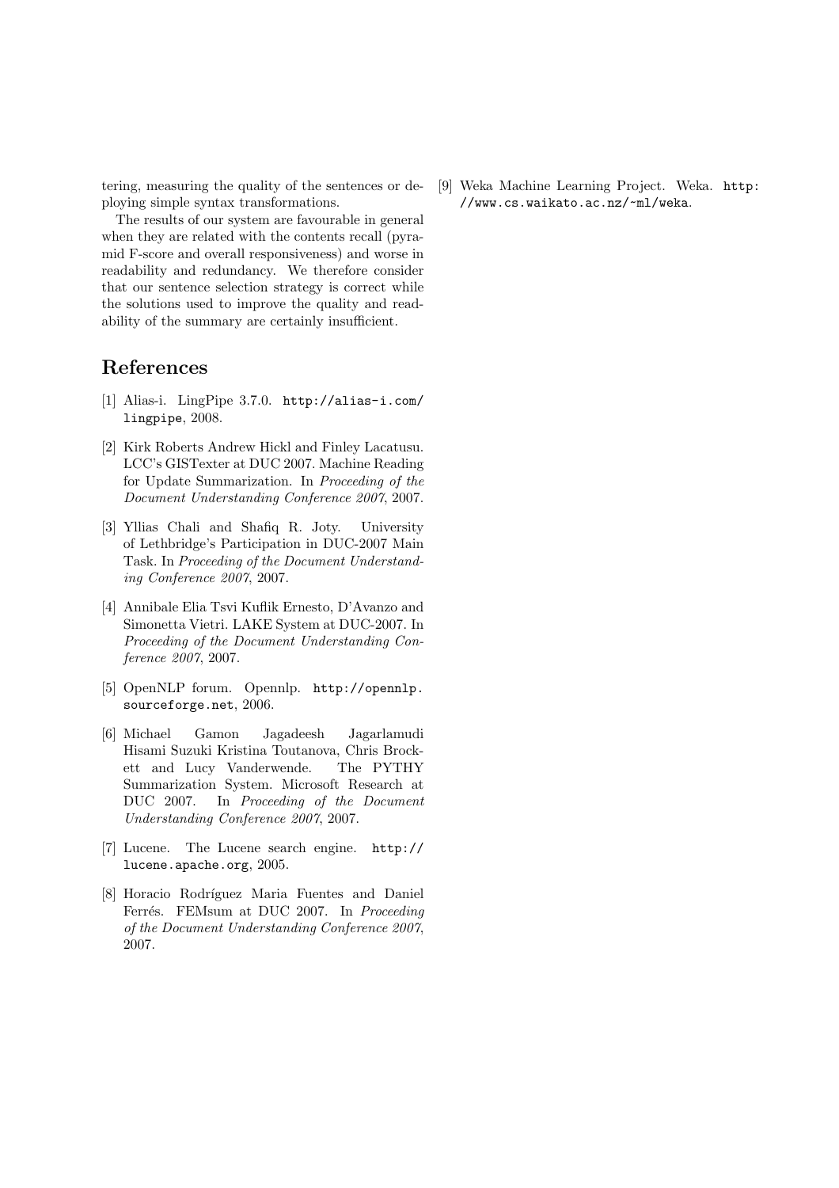tering, measuring the quality of the sentences or deploying simple syntax transformations.

The results of our system are favourable in general when they are related with the contents recall (pyramid F-score and overall responsiveness) and worse in readability and redundancy. We therefore consider that our sentence selection strategy is correct while the solutions used to improve the quality and readability of the summary are certainly insufficient.

## References

[1] Alias-i. LingPipe 3.7.0. http://alias-i.com/lingpipe, 2008.

[2] Kirk Roberts Andrew Hickl and Finley Lacatusu. LCC's GISTexter at DUC 2007. Machine Reading for Update Summarization. In *Proceeding of the Document Understanding Conference 2007*, 2007.

[3] Yllias Chali and Shafiq R. Joty. University of Lethbridge's Participation in DUC-2007 Main Task. In *Proceeding of the Document Understanding Conference 2007*, 2007.

[4] Annibale Elia Tsvi Kuflik Ernesto, D'Avanzo and Simonetta Vietri. LAKE System at DUC-2007. In *Proceeding of the Document Understanding Conference 2007*, 2007.

[5] OpenNLP forum. Opennlp. http://opennlp.sourceforge.net, 2006.

[6] Michael Gamon Jagadeesh Jagarlamudi Hisami Suzuki Kristina Toutanova, Chris Brockett and Lucy Vanderwende. The PYTHY Summarization System. Microsoft Research at DUC 2007. In *Proceeding of the Document Understanding Conference 2007*, 2007.

[7] Lucene. The Lucene search engine. http://lucene.apache.org, 2005.

[8] Horacio Rodríguez Maria Fuentes and Daniel Ferrés. FEMsum at DUC 2007. In *Proceeding of the Document Understanding Conference 2007*, 2007.

[9] Weka Machine Learning Project. Weka. http://www.cs.waikato.ac.nz/~ml/weka.